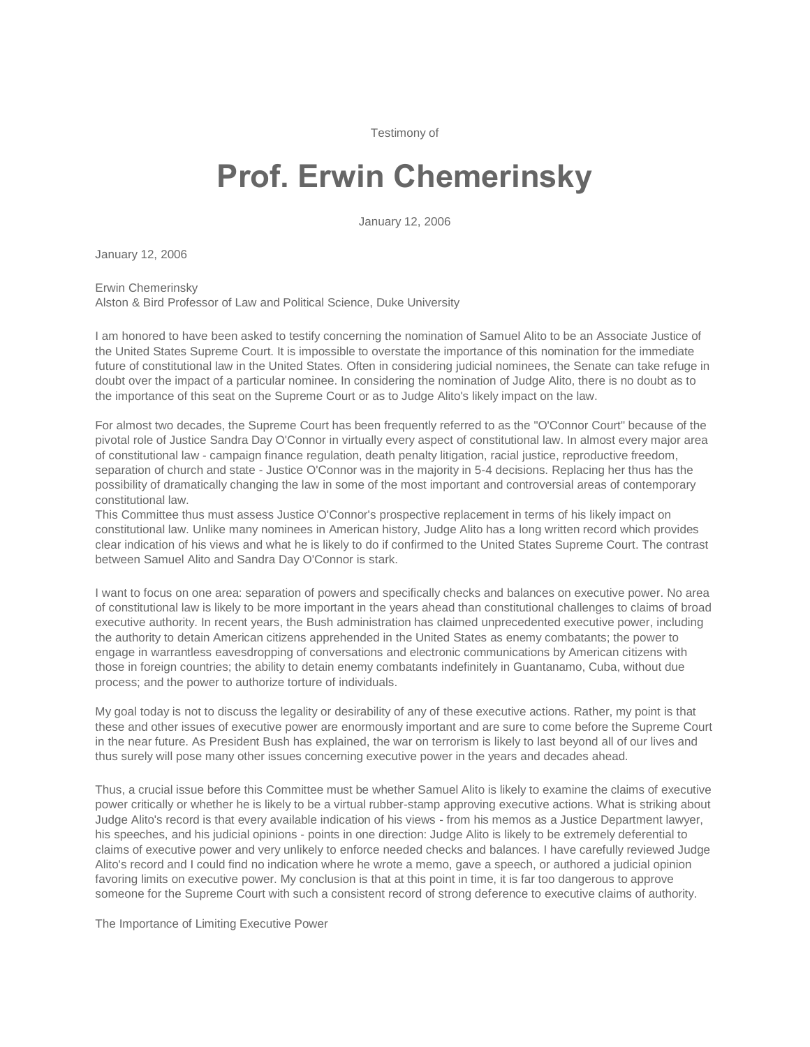Testimony of

# Prof. Erwin Chemerinsky

January 12, 2006

January 12, 2006

Erwin Chemerinsky
Alston & Bird Professor of Law and Political Science, Duke University

I am honored to have been asked to testify concerning the nomination of Samuel Alito to be an Associate Justice of the United States Supreme Court. It is impossible to overstate the importance of this nomination for the immediate future of constitutional law in the United States. Often in considering judicial nominees, the Senate can take refuge in doubt over the impact of a particular nominee. In considering the nomination of Judge Alito, there is no doubt as to the importance of this seat on the Supreme Court or as to Judge Alito's likely impact on the law.

For almost two decades, the Supreme Court has been frequently referred to as the "O'Connor Court" because of the pivotal role of Justice Sandra Day O'Connor in virtually every aspect of constitutional law. In almost every major area of constitutional law - campaign finance regulation, death penalty litigation, racial justice, reproductive freedom, separation of church and state - Justice O'Connor was in the majority in 5-4 decisions. Replacing her thus has the possibility of dramatically changing the law in some of the most important and controversial areas of contemporary constitutional law.
This Committee thus must assess Justice O'Connor's prospective replacement in terms of his likely impact on constitutional law. Unlike many nominees in American history, Judge Alito has a long written record which provides clear indication of his views and what he is likely to do if confirmed to the United States Supreme Court. The contrast between Samuel Alito and Sandra Day O'Connor is stark.

I want to focus on one area: separation of powers and specifically checks and balances on executive power. No area of constitutional law is likely to be more important in the years ahead than constitutional challenges to claims of broad executive authority. In recent years, the Bush administration has claimed unprecedented executive power, including the authority to detain American citizens apprehended in the United States as enemy combatants; the power to engage in warrantless eavesdropping of conversations and electronic communications by American citizens with those in foreign countries; the ability to detain enemy combatants indefinitely in Guantanamo, Cuba, without due process; and the power to authorize torture of individuals.

My goal today is not to discuss the legality or desirability of any of these executive actions. Rather, my point is that these and other issues of executive power are enormously important and are sure to come before the Supreme Court in the near future. As President Bush has explained, the war on terrorism is likely to last beyond all of our lives and thus surely will pose many other issues concerning executive power in the years and decades ahead.

Thus, a crucial issue before this Committee must be whether Samuel Alito is likely to examine the claims of executive power critically or whether he is likely to be a virtual rubber-stamp approving executive actions. What is striking about Judge Alito's record is that every available indication of his views - from his memos as a Justice Department lawyer, his speeches, and his judicial opinions - points in one direction: Judge Alito is likely to be extremely deferential to claims of executive power and very unlikely to enforce needed checks and balances. I have carefully reviewed Judge Alito's record and I could find no indication where he wrote a memo, gave a speech, or authored a judicial opinion favoring limits on executive power. My conclusion is that at this point in time, it is far too dangerous to approve someone for the Supreme Court with such a consistent record of strong deference to executive claims of authority.

The Importance of Limiting Executive Power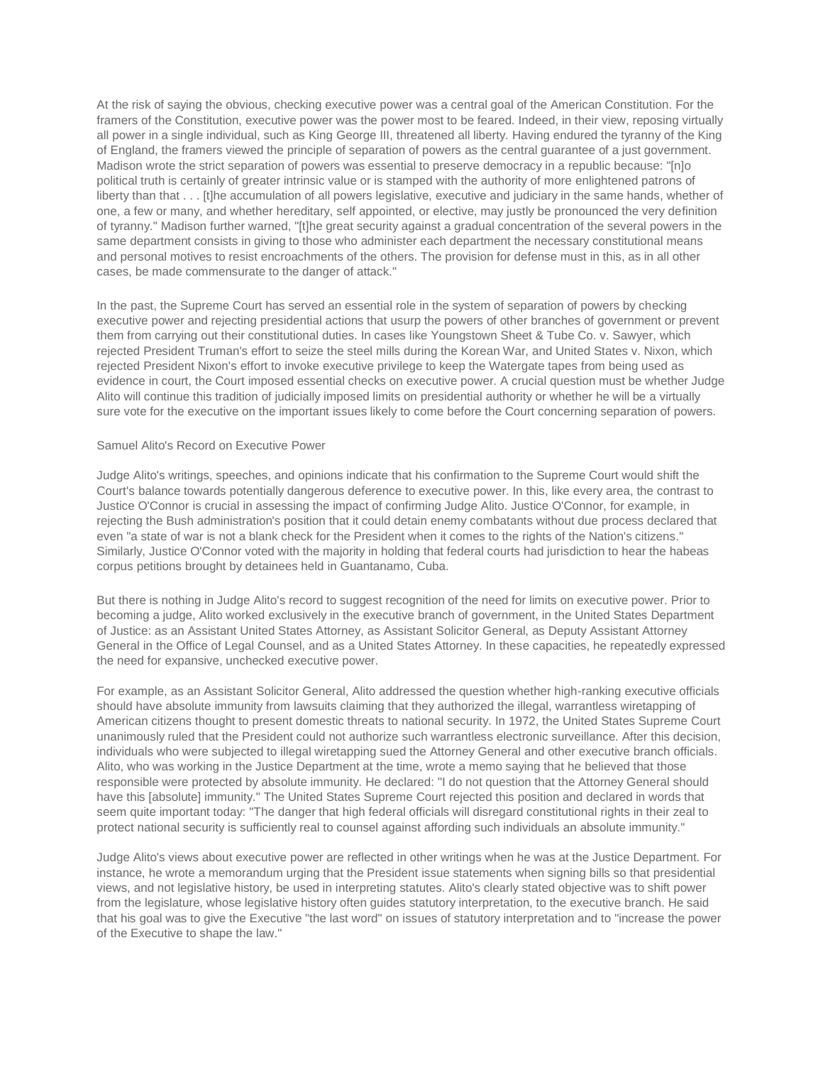At the risk of saying the obvious, checking executive power was a central goal of the American Constitution. For the framers of the Constitution, executive power was the power most to be feared. Indeed, in their view, reposing virtually all power in a single individual, such as King George III, threatened all liberty. Having endured the tyranny of the King of England, the framers viewed the principle of separation of powers as the central guarantee of a just government. Madison wrote the strict separation of powers was essential to preserve democracy in a republic because: "[n]o political truth is certainly of greater intrinsic value or is stamped with the authority of more enlightened patrons of liberty than that . . . [t]he accumulation of all powers legislative, executive and judiciary in the same hands, whether of one, a few or many, and whether hereditary, self appointed, or elective, may justly be pronounced the very definition of tyranny." Madison further warned, "[t]he great security against a gradual concentration of the several powers in the same department consists in giving to those who administer each department the necessary constitutional means and personal motives to resist encroachments of the others. The provision for defense must in this, as in all other cases, be made commensurate to the danger of attack."

In the past, the Supreme Court has served an essential role in the system of separation of powers by checking executive power and rejecting presidential actions that usurp the powers of other branches of government or prevent them from carrying out their constitutional duties. In cases like Youngstown Sheet & Tube Co. v. Sawyer, which rejected President Truman's effort to seize the steel mills during the Korean War, and United States v. Nixon, which rejected President Nixon's effort to invoke executive privilege to keep the Watergate tapes from being used as evidence in court, the Court imposed essential checks on executive power. A crucial question must be whether Judge Alito will continue this tradition of judicially imposed limits on presidential authority or whether he will be a virtually sure vote for the executive on the important issues likely to come before the Court concerning separation of powers.

## Samuel Alito's Record on Executive Power

Judge Alito's writings, speeches, and opinions indicate that his confirmation to the Supreme Court would shift the Court's balance towards potentially dangerous deference to executive power. In this, like every area, the contrast to Justice O'Connor is crucial in assessing the impact of confirming Judge Alito. Justice O'Connor, for example, in rejecting the Bush administration's position that it could detain enemy combatants without due process declared that even "a state of war is not a blank check for the President when it comes to the rights of the Nation's citizens." Similarly, Justice O'Connor voted with the majority in holding that federal courts had jurisdiction to hear the habeas corpus petitions brought by detainees held in Guantanamo, Cuba.

But there is nothing in Judge Alito's record to suggest recognition of the need for limits on executive power. Prior to becoming a judge, Alito worked exclusively in the executive branch of government, in the United States Department of Justice: as an Assistant United States Attorney, as Assistant Solicitor General, as Deputy Assistant Attorney General in the Office of Legal Counsel, and as a United States Attorney. In these capacities, he repeatedly expressed the need for expansive, unchecked executive power.

For example, as an Assistant Solicitor General, Alito addressed the question whether high-ranking executive officials should have absolute immunity from lawsuits claiming that they authorized the illegal, warrantless wiretapping of American citizens thought to present domestic threats to national security. In 1972, the United States Supreme Court unanimously ruled that the President could not authorize such warrantless electronic surveillance. After this decision, individuals who were subjected to illegal wiretapping sued the Attorney General and other executive branch officials. Alito, who was working in the Justice Department at the time, wrote a memo saying that he believed that those responsible were protected by absolute immunity. He declared: "I do not question that the Attorney General should have this [absolute] immunity." The United States Supreme Court rejected this position and declared in words that seem quite important today: "The danger that high federal officials will disregard constitutional rights in their zeal to protect national security is sufficiently real to counsel against affording such individuals an absolute immunity."

Judge Alito's views about executive power are reflected in other writings when he was at the Justice Department. For instance, he wrote a memorandum urging that the President issue statements when signing bills so that presidential views, and not legislative history, be used in interpreting statutes. Alito's clearly stated objective was to shift power from the legislature, whose legislative history often guides statutory interpretation, to the executive branch. He said that his goal was to give the Executive "the last word" on issues of statutory interpretation and to "increase the power of the Executive to shape the law."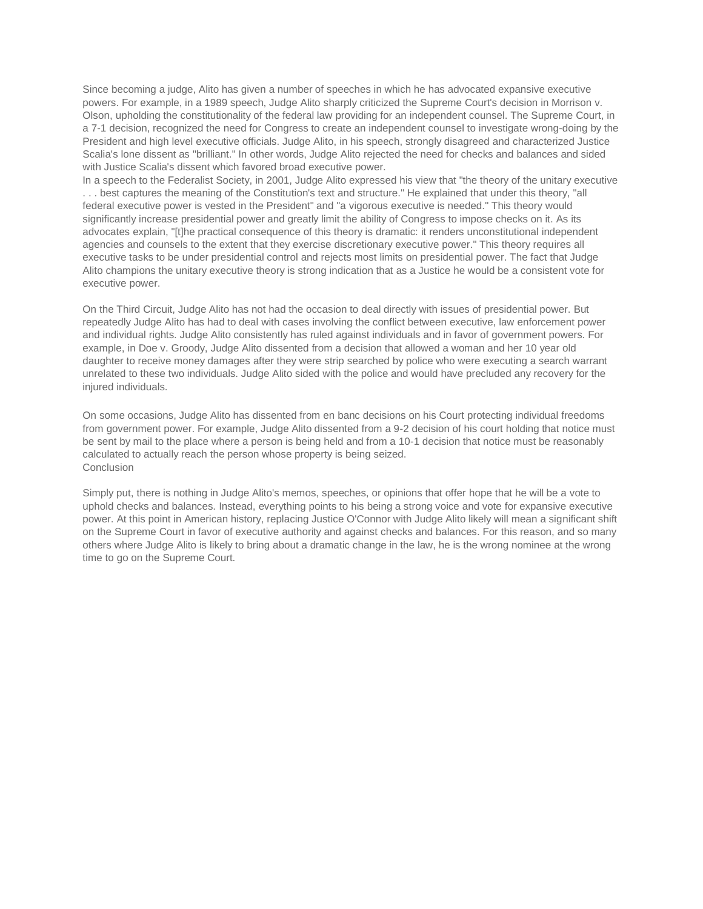Since becoming a judge, Alito has given a number of speeches in which he has advocated expansive executive powers. For example, in a 1989 speech, Judge Alito sharply criticized the Supreme Court's decision in Morrison v. Olson, upholding the constitutionality of the federal law providing for an independent counsel. The Supreme Court, in a 7-1 decision, recognized the need for Congress to create an independent counsel to investigate wrong-doing by the President and high level executive officials. Judge Alito, in his speech, strongly disagreed and characterized Justice Scalia's lone dissent as "brilliant." In other words, Judge Alito rejected the need for checks and balances and sided with Justice Scalia's dissent which favored broad executive power.

In a speech to the Federalist Society, in 2001, Judge Alito expressed his view that "the theory of the unitary executive . . . best captures the meaning of the Constitution's text and structure." He explained that under this theory, "all federal executive power is vested in the President" and "a vigorous executive is needed." This theory would significantly increase presidential power and greatly limit the ability of Congress to impose checks on it. As its advocates explain, "[t]he practical consequence of this theory is dramatic: it renders unconstitutional independent agencies and counsels to the extent that they exercise discretionary executive power." This theory requires all executive tasks to be under presidential control and rejects most limits on presidential power. The fact that Judge Alito champions the unitary executive theory is strong indication that as a Justice he would be a consistent vote for executive power.

On the Third Circuit, Judge Alito has not had the occasion to deal directly with issues of presidential power. But repeatedly Judge Alito has had to deal with cases involving the conflict between executive, law enforcement power and individual rights. Judge Alito consistently has ruled against individuals and in favor of government powers. For example, in Doe v. Groody, Judge Alito dissented from a decision that allowed a woman and her 10 year old daughter to receive money damages after they were strip searched by police who were executing a search warrant unrelated to these two individuals. Judge Alito sided with the police and would have precluded any recovery for the injured individuals.

On some occasions, Judge Alito has dissented from en banc decisions on his Court protecting individual freedoms from government power. For example, Judge Alito dissented from a 9-2 decision of his court holding that notice must be sent by mail to the place where a person is being held and from a 10-1 decision that notice must be reasonably calculated to actually reach the person whose property is being seized.

## Conclusion

Simply put, there is nothing in Judge Alito's memos, speeches, or opinions that offer hope that he will be a vote to uphold checks and balances. Instead, everything points to his being a strong voice and vote for expansive executive power. At this point in American history, replacing Justice O'Connor with Judge Alito likely will mean a significant shift on the Supreme Court in favor of executive authority and against checks and balances. For this reason, and so many others where Judge Alito is likely to bring about a dramatic change in the law, he is the wrong nominee at the wrong time to go on the Supreme Court.